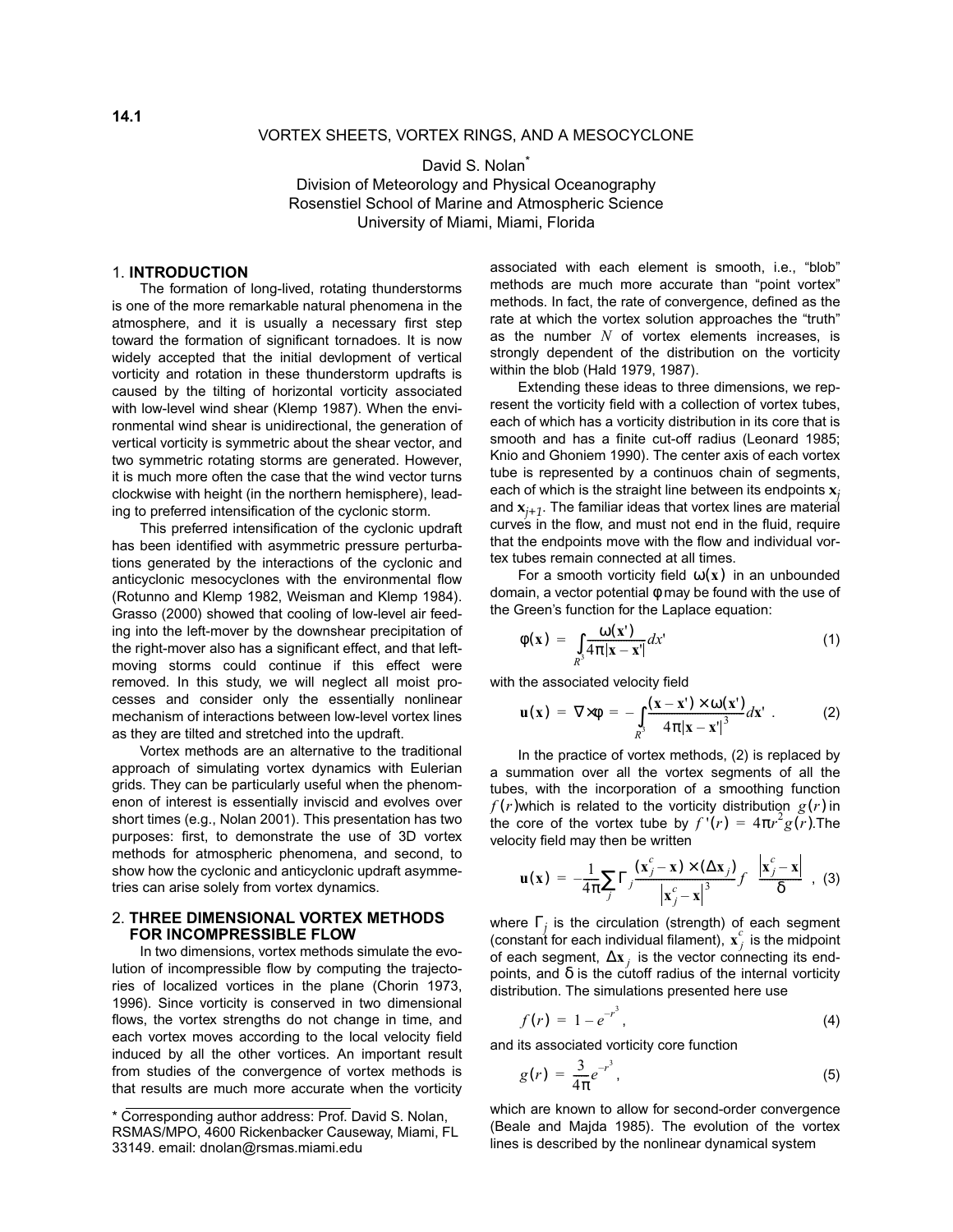14.1

# VORTEX SHEETS, VORTEX RINGS, AND A MESOCYCLONE

David S. Nolan*

Division of Meteorology and Physical Oceanography
Rosenstiel School of Marine and Atmospheric Science
University of Miami, Miami, Florida

## 1. INTRODUCTION

The formation of long-lived, rotating thunderstorms is one of the more remarkable natural phenomena in the atmosphere, and it is usually a necessary first step toward the formation of significant tornadoes. It is now widely accepted that the initial devlopment of vertical vorticity and rotation in these thunderstorm updrafts is caused by the tilting of horizontal vorticity associated with low-level wind shear (Klemp 1987). When the environmental wind shear is unidirectional, the generation of vertical vorticity is symmetric about the shear vector, and two symmetric rotating storms are generated. However, it is much more often the case that the wind vector turns clockwise with height (in the northern hemisphere), leading to preferred intensification of the cyclonic storm.

This preferred intensification of the cyclonic updraft has been identified with asymmetric pressure perturbations generated by the interactions of the cyclonic and anticyclonic mesocyclones with the environmental flow (Rotunno and Klemp 1982, Weisman and Klemp 1984). Grasso (2000) showed that cooling of low-level air feeding into the left-mover by the downshear precipitation of the right-mover also has a significant effect, and that left-moving storms could continue if this effect were removed. In this study, we will neglect all moist processes and consider only the essentially nonlinear mechanism of interactions between low-level vortex lines as they are tilted and stretched into the updraft.

Vortex methods are an alternative to the traditional approach of simulating vortex dynamics with Eulerian grids. They can be particularly useful when the phenomenon of interest is essentially inviscid and evolves over short times (e.g., Nolan 2001). This presentation has two purposes: first, to demonstrate the use of 3D vortex methods for atmospheric phenomena, and second, to show how the cyclonic and anticyclonic updraft asymmetries can arise solely from vortex dynamics.

## 2. THREE DIMENSIONAL VORTEX METHODS FOR INCOMPRESSIBLE FLOW

In two dimensions, vortex methods simulate the evolution of incompressible flow by computing the trajectories of localized vortices in the plane (Chorin 1973, 1996). Since vorticity is conserved in two dimensional flows, the vortex strengths do not change in time, and each vortex moves according to the local velocity field induced by all the other vortices. An important result from studies of the convergence of vortex methods is that results are much more accurate when the vorticity associated with each element is smooth, i.e., "blob" methods are much more accurate than "point vortex" methods. In fact, the rate of convergence, defined as the rate at which the vortex solution approaches the "truth" as the number $N$ of vortex elements increases, is strongly dependent of the distribution on the vorticity within the blob (Hald 1979, 1987).

Extending these ideas to three dimensions, we represent the vorticity field with a collection of vortex tubes, each of which has a vorticity distribution in its core that is smooth and has a finite cut-off radius (Leonard 1985; Knio and Ghoniem 1990). The center axis of each vortex tube is represented by a continuos chain of segments, each of which is the straight line between its endpoints $\mathbf{x}_j$ and $\mathbf{x}_{j+1}$. The familiar ideas that vortex lines are material curves in the flow, and must not end in the fluid, require that the endpoints move with the flow and individual vortex tubes remain connected at all times.

For a smooth vorticity field $\omega(\mathbf{x})$ in an unbounded domain, a vector potential $\varphi$ may be found with the use of the Green's function for the Laplace equation:

$$\varphi(\mathbf{x}) = \int_{R^3} \frac{\omega(\mathbf{x}')}{4\pi|\mathbf{x}-\mathbf{x}'|} dx' \tag{1}$$

with the associated velocity field

$$\mathbf{u}(\mathbf{x}) = \nabla \times \varphi = -\int_{R^3} \frac{(\mathbf{x}-\mathbf{x}') \times \omega(\mathbf{x}')}{4\pi|\mathbf{x}-\mathbf{x}'|^3} d\mathbf{x}' \ . \tag{2}$$

In the practice of vortex methods, (2) is replaced by a summation over all the vortex segments of all the tubes, with the incorporation of a smoothing function $f(r)$ which is related to the vorticity distribution $g(r)$ in the core of the vortex tube by $f'(r) = 4\pi r^2 g(r)$. The velocity field may then be written

$$\mathbf{u}(\mathbf{x}) = -\frac{1}{4\pi}\sum_j \Gamma_j \frac{(\mathbf{x}_j^c - \mathbf{x}) \times (\Delta \mathbf{x}_j)}{\left|\mathbf{x}_j^c - \mathbf{x}\right|^3} f\left(\frac{\left|\mathbf{x}_j^c - \mathbf{x}\right|}{\delta}\right) , \tag{3}$$

where $\Gamma_j$ is the circulation (strength) of each segment (constant for each individual filament), $\mathbf{x}_j^c$ is the midpoint of each segment, $\Delta \mathbf{x}_j$ is the vector connecting its endpoints, and $\delta$ is the cutoff radius of the internal vorticity distribution. The simulations presented here use

$$f(r) = 1 - e^{-r^3}, \tag{4}$$

and its associated vorticity core function

$$g(r) = \frac{3}{4\pi} e^{-r^3}, \tag{5}$$

which are known to allow for second-order convergence (Beale and Majda 1985). The evolution of the vortex lines is described by the nonlinear dynamical system

---

* Corresponding author address: Prof. David S. Nolan, RSMAS/MPO, 4600 Rickenbacker Causeway, Miami, FL 33149. email: dnolan@rsmas.miami.edu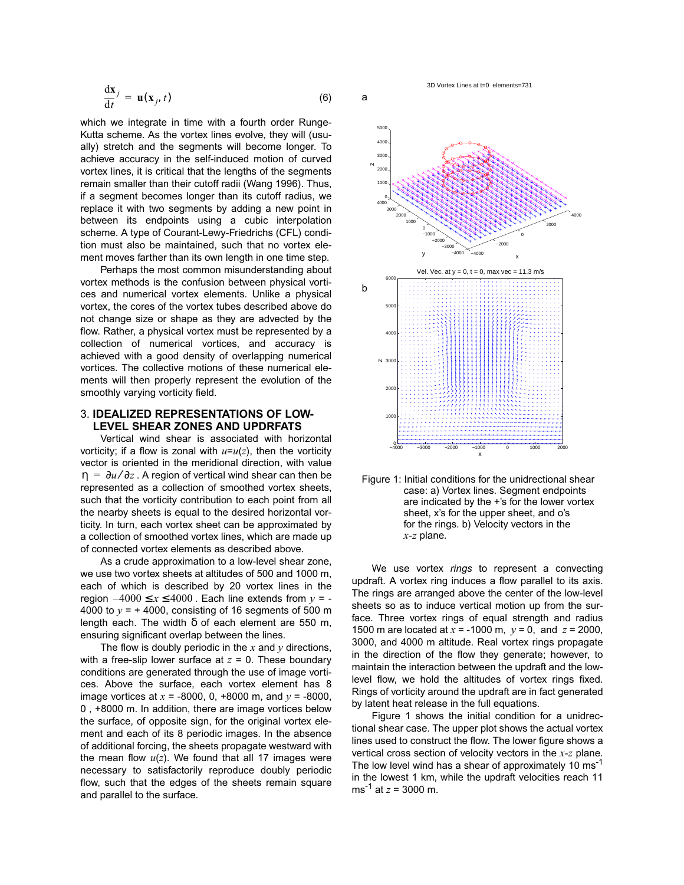$$\frac{d\mathbf{x}_j}{dt} = \mathbf{u}(\mathbf{x}_j, t) \quad (6)$$

which we integrate in time with a fourth order Runge-Kutta scheme. As the vortex lines evolve, they will (usually) stretch and the segments will become longer. To achieve accuracy in the self-induced motion of curved vortex lines, it is critical that the lengths of the segments remain smaller than their cutoff radii (Wang 1996). Thus, if a segment becomes longer than its cutoff radius, we replace it with two segments by adding a new point in between its endpoints using a cubic interpolation scheme. A type of Courant-Lewy-Friedrichs (CFL) condition must also be maintained, such that no vortex element moves farther than its own length in one time step.

Perhaps the most common misunderstanding about vortex methods is the confusion between physical vortices and numerical vortex elements. Unlike a physical vortex, the cores of the vortex tubes described above do not change size or shape as they are advected by the flow. Rather, a physical vortex must be represented by a collection of numerical vortices, and accuracy is achieved with a good density of overlapping numerical vortices. The collective motions of these numerical elements will then properly represent the evolution of the smoothly varying vorticity field.

## 3. IDEALIZED REPRESENTATIONS OF LOW-LEVEL SHEAR ZONES AND UPDRFATS

Vertical wind shear is associated with horizontal vorticity; if a flow is zonal with $u=u(z)$, then the vorticity vector is oriented in the meridional direction, with value $\eta = \partial u / \partial z$. A region of vertical wind shear can then be represented as a collection of smoothed vortex sheets, such that the vorticity contribution to each point from all the nearby sheets is equal to the desired horizontal vorticity. In turn, each vortex sheet can be approximated by a collection of smoothed vortex lines, which are made up of connected vortex elements as described above.

As a crude approximation to a low-level shear zone, we use two vortex sheets at altitudes of 500 and 1000 m, each of which is described by 20 vortex lines in the region $-4000 \le x \le 4000$. Each line extends from $y$ = -4000 to $y$ = + 4000, consisting of 16 segments of 500 m length each. The width $\delta$ of each element are 550 m, ensuring significant overlap between the lines.

The flow is doubly periodic in the $x$ and $y$ directions, with a free-slip lower surface at $z = 0$. These boundary conditions are generated through the use of image vortices. Above the surface, each vortex element has 8 image vortices at $x$ = -8000, 0, +8000 m, and $y$ = -8000, 0 , +8000 m. In addition, there are image vortices below the surface, of opposite sign, for the original vortex element and each of its 8 periodic images. In the absence of additional forcing, the sheets propagate westward with the mean flow $u(z)$. We found that all 17 images were necessary to satisfactorily reproduce doubly periodic flow, such that the edges of the sheets remain square and parallel to the surface.

Figure 1: Initial conditions for the unidirectional shear case: a) Vortex lines. Segment endpoints are indicated by the +'s for the lower vortex sheet, x's for the upper sheet, and o's for the rings. b) Velocity vectors in the $x$-$z$ plane.

We use vortex *rings* to represent a convecting updraft. A vortex ring induces a flow parallel to its axis. The rings are arranged above the center of the low-level sheets so as to induce vertical motion up from the surface. Three vortex rings of equal strength and radius 1500 m are located at $x$ = -1000 m, $y = 0$, and $z$ = 2000, 3000, and 4000 m altitude. Real vortex rings propagate in the direction of the flow they generate; however, to maintain the interaction between the updraft and the low-level flow, we hold the altitudes of vortex rings fixed. Rings of vorticity around the updraft are in fact generated by latent heat release in the full equations.

Figure 1 shows the initial condition for a unidirectional shear case. The upper plot shows the actual vortex lines used to construct the flow. The lower figure shows a vertical cross section of velocity vectors in the $x$-$z$ plane. The low level wind has a shear of approximately 10 $\mathrm{ms}^{-1}$ in the lowest 1 km, while the updraft velocities reach 11 $\mathrm{ms}^{-1}$ at $z$ = 3000 m.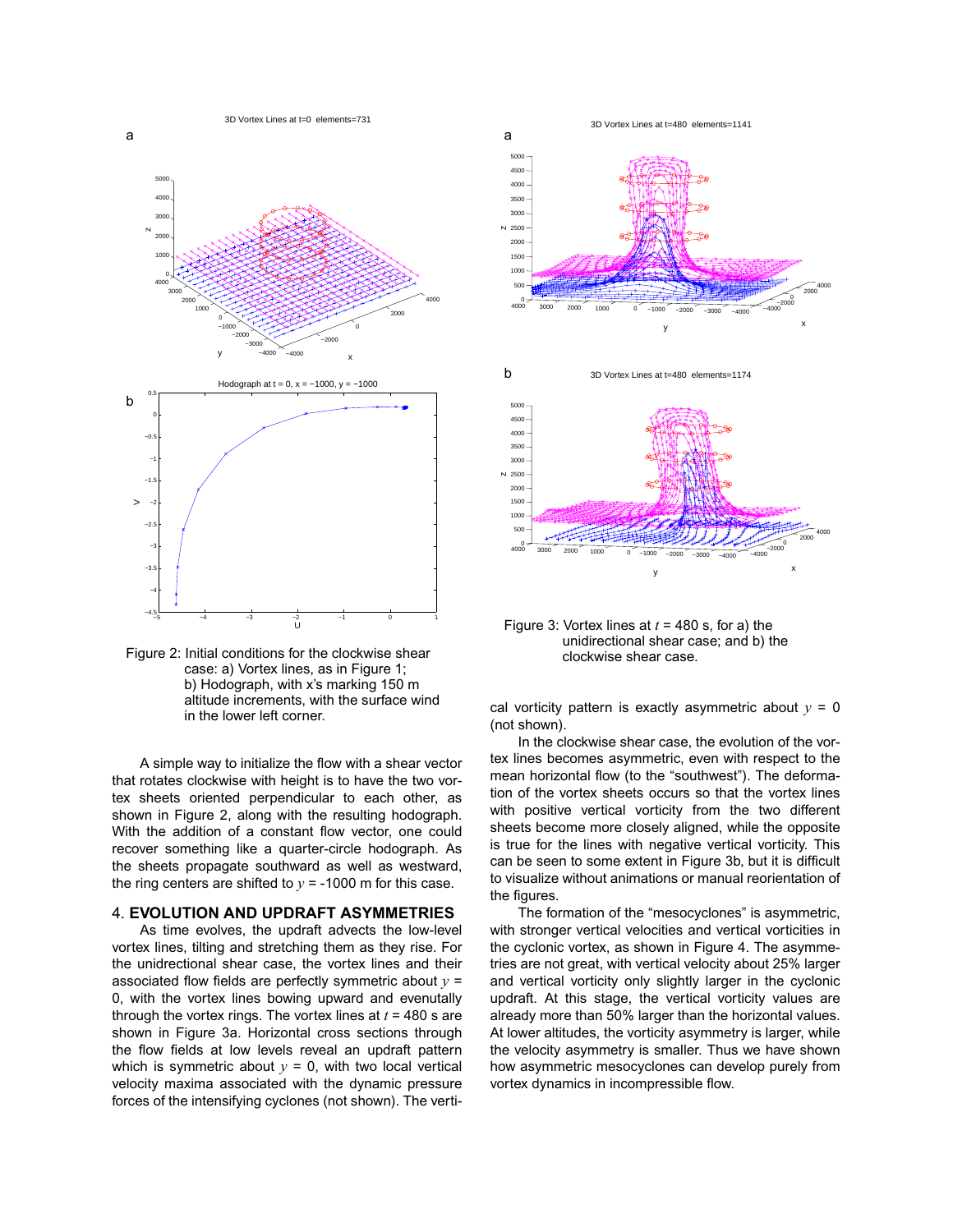Figure 2: Initial conditions for the clockwise shear case: a) Vortex lines, as in Figure 1; b) Hodograph, with x's marking 150 m altitude increments, with the surface wind in the lower left corner.

A simple way to initialize the flow with a shear vector that rotates clockwise with height is to have the two vortex sheets oriented perpendicular to each other, as shown in Figure 2, along with the resulting hodograph. With the addition of a constant flow vector, one could recover something like a quarter-circle hodograph. As the sheets propagate southward as well as westward, the ring centers are shifted to $y$ = -1000 m for this case.

## 4. EVOLUTION AND UPDRAFT ASYMMETRIES

As time evolves, the updraft advects the low-level vortex lines, tilting and stretching them as they rise. For the unidirectional shear case, the vortex lines and their associated flow fields are perfectly symmetric about $y$ = 0, with the vortex lines bowing upward and eventually through the vortex rings. The vortex lines at $t$ = 480 s are shown in Figure 3a. Horizontal cross sections through the flow fields at low levels reveal an updraft pattern which is symmetric about $y$ = 0, with two local vertical velocity maxima associated with the dynamic pressure forces of the intensifying cyclones (not shown). The vertical vorticity pattern is exactly asymmetric about $y$ = 0 (not shown).

Figure 3: Vortex lines at $t$ = 480 s, for a) the unidirectional shear case; and b) the clockwise shear case.

In the clockwise shear case, the evolution of the vortex lines becomes asymmetric, even with respect to the mean horizontal flow (to the "southwest"). The deformation of the vortex sheets occurs so that the vortex lines with positive vertical vorticity from the two different sheets become more closely aligned, while the opposite is true for the lines with negative vertical vorticity. This can be seen to some extent in Figure 3b, but it is difficult to visualize without animations or manual reorientation of the figures.

The formation of the "mesocyclones" is asymmetric, with stronger vertical velocities and vertical vorticities in the cyclonic vortex, as shown in Figure 4. The asymmetries are not great, with vertical velocity about 25% larger and vertical vorticity only slightly larger in the cyclonic updraft. At this stage, the vertical vorticity values are already more than 50% larger than the horizontal values. At lower altitudes, the vorticity asymmetry is larger, while the velocity asymmetry is smaller. Thus we have shown how asymmetric mesocyclones can develop purely from vortex dynamics in incompressible flow.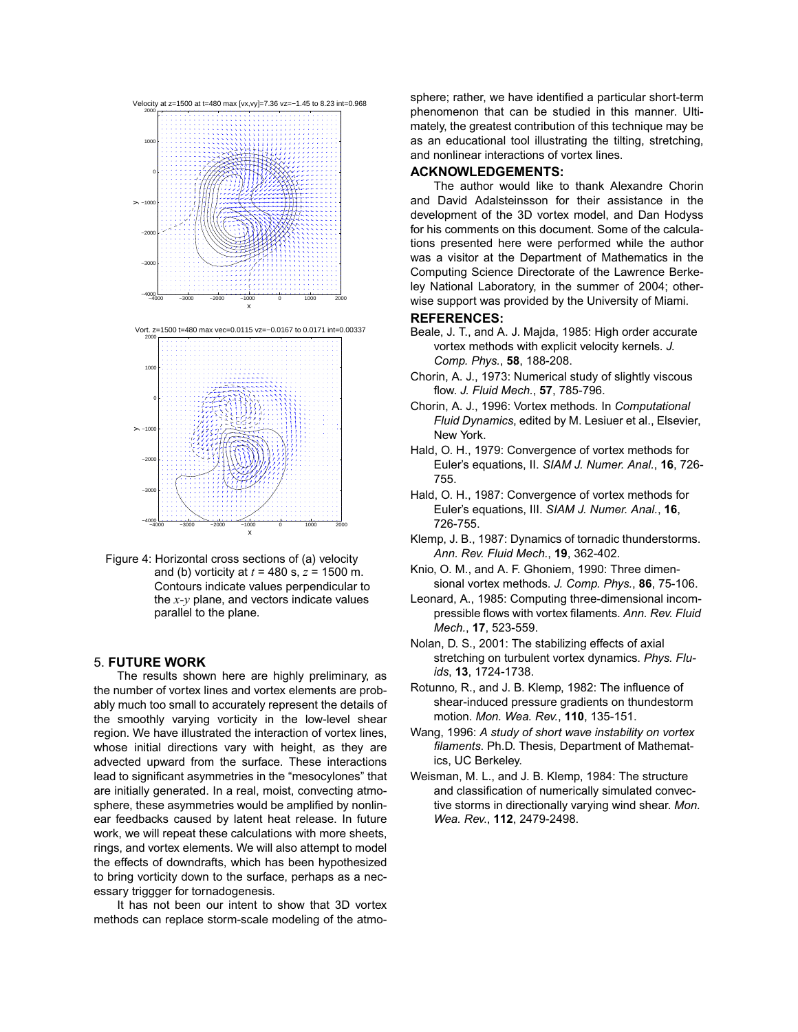Velocity at z=1500 at t=480 max [vx,vy]=7.36 vz=−1.45 to 8.23 int=0.968

y

x

Vort. z=1500 t=480 max vec=0.0115 vz=−0.0167 to 0.0171 int=0.00337

y

x

Figure 4: Horizontal cross sections of (a) velocity and (b) vorticity at $t$ = 480 s, $z$ = 1500 m. Contours indicate values perpendicular to the $x$-$y$ plane, and vectors indicate values parallel to the plane.

## 5. FUTURE WORK

The results shown here are highly preliminary, as the number of vortex lines and vortex elements are probably much too small to accurately represent the details of the smoothly varying vorticity in the low-level shear region. We have illustrated the interaction of vortex lines, whose initial directions vary with height, as they are advected upward from the surface. These interactions lead to significant asymmetries in the "mesocylones" that are initially generated. In a real, moist, convecting atmosphere, these asymmetries would be amplified by nonlinear feedbacks caused by latent heat release. In future work, we will repeat these calculations with more sheets, rings, and vortex elements. We will also attempt to model the effects of downdrafts, which has been hypothesized to bring vorticity down to the surface, perhaps as a necessary triggger for tornadogenesis.

It has not been our intent to show that 3D vortex methods can replace storm-scale modeling of the atmosphere; rather, we have identified a particular short-term phenomenon that can be studied in this manner. Ultimately, the greatest contribution of this technique may be as an educational tool illustrating the tilting, stretching, and nonlinear interactions of vortex lines.

## ACKNOWLEDGEMENTS:

The author would like to thank Alexandre Chorin and David Adalsteinsson for their assistance in the development of the 3D vortex model, and Dan Hodyss for his comments on this document. Some of the calculations presented here were performed while the author was a visitor at the Department of Mathematics in the Computing Science Directorate of the Lawrence Berkeley National Laboratory, in the summer of 2004; otherwise support was provided by the University of Miami.

## REFERENCES:

Beale, J. T., and A. J. Majda, 1985: High order accurate vortex methods with explicit velocity kernels. *J. Comp. Phys.*, **58**, 188-208.

Chorin, A. J., 1973: Numerical study of slightly viscous flow. *J. Fluid Mech.*, **57**, 785-796.

Chorin, A. J., 1996: Vortex methods. In *Computational Fluid Dynamics*, edited by M. Lesiuer et al., Elsevier, New York.

Hald, O. H., 1979: Convergence of vortex methods for Euler's equations, II. *SIAM J. Numer. Anal.*, **16**, 726-755.

Hald, O. H., 1987: Convergence of vortex methods for Euler's equations, III. *SIAM J. Numer. Anal.*, **16**, 726-755.

Klemp, J. B., 1987: Dynamics of tornadic thunderstorms. *Ann. Rev. Fluid Mech.*, **19**, 362-402.

Knio, O. M., and A. F. Ghoniem, 1990: Three dimensional vortex methods. *J. Comp. Phys.*, **86**, 75-106.

Leonard, A., 1985: Computing three-dimensional incompressible flows with vortex filaments. *Ann. Rev. Fluid Mech.*, **17**, 523-559.

Nolan, D. S., 2001: The stabilizing effects of axial stretching on turbulent vortex dynamics. *Phys. Fluids*, **13**, 1724-1738.

Rotunno, R., and J. B. Klemp, 1982: The influence of shear-induced pressure gradients on thundestorm motion. *Mon. Wea. Rev.*, **110**, 135-151.

Wang, 1996: *A study of short wave instability on vortex filaments.* Ph.D. Thesis, Department of Mathematics, UC Berkeley.

Weisman, M. L., and J. B. Klemp, 1984: The structure and classification of numerically simulated convective storms in directionally varying wind shear. *Mon. Wea. Rev.*, **112**, 2479-2498.